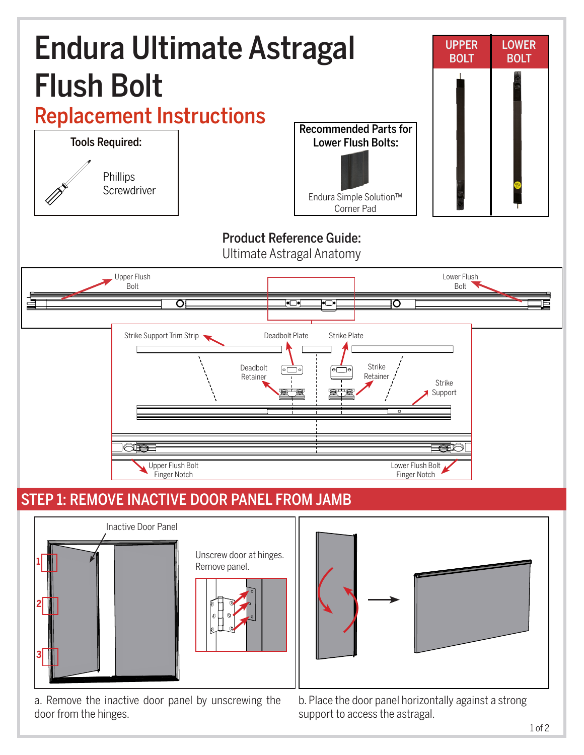# Endura Ultimate Astragal Flush Bolt

## Replacement Instructions

**Tools Required:**

Phillips Screwdriver

**Recommended Parts for Lower Flush Bolts:**

Endura Simple Solution™ Corner Pad

UPPER BOLT | LOWER BOLT

**Product Reference Guide:**

Ultimate Astragal Anatomy

Upper Flush Bolt

Lower Flush Bolt

Strike Support Trim Strip

Deadbolt Plate

Strike Plate

Deadbolt Retainer

Strike Retainer

Strike Support

Upper Flush Bolt Finger Notch

Lower Flush Bolt Finger Notch

## STEP 1: REMOVE INACTIVE DOOR PANEL FROM JAMB

Inactive Door Panel

1

2

3

Unscrew door at hinges. Remove panel.

a. Remove the inactive door panel by unscrewing the door from the hinges.

b. Place the door panel horizontally against a strong support to access the astragal.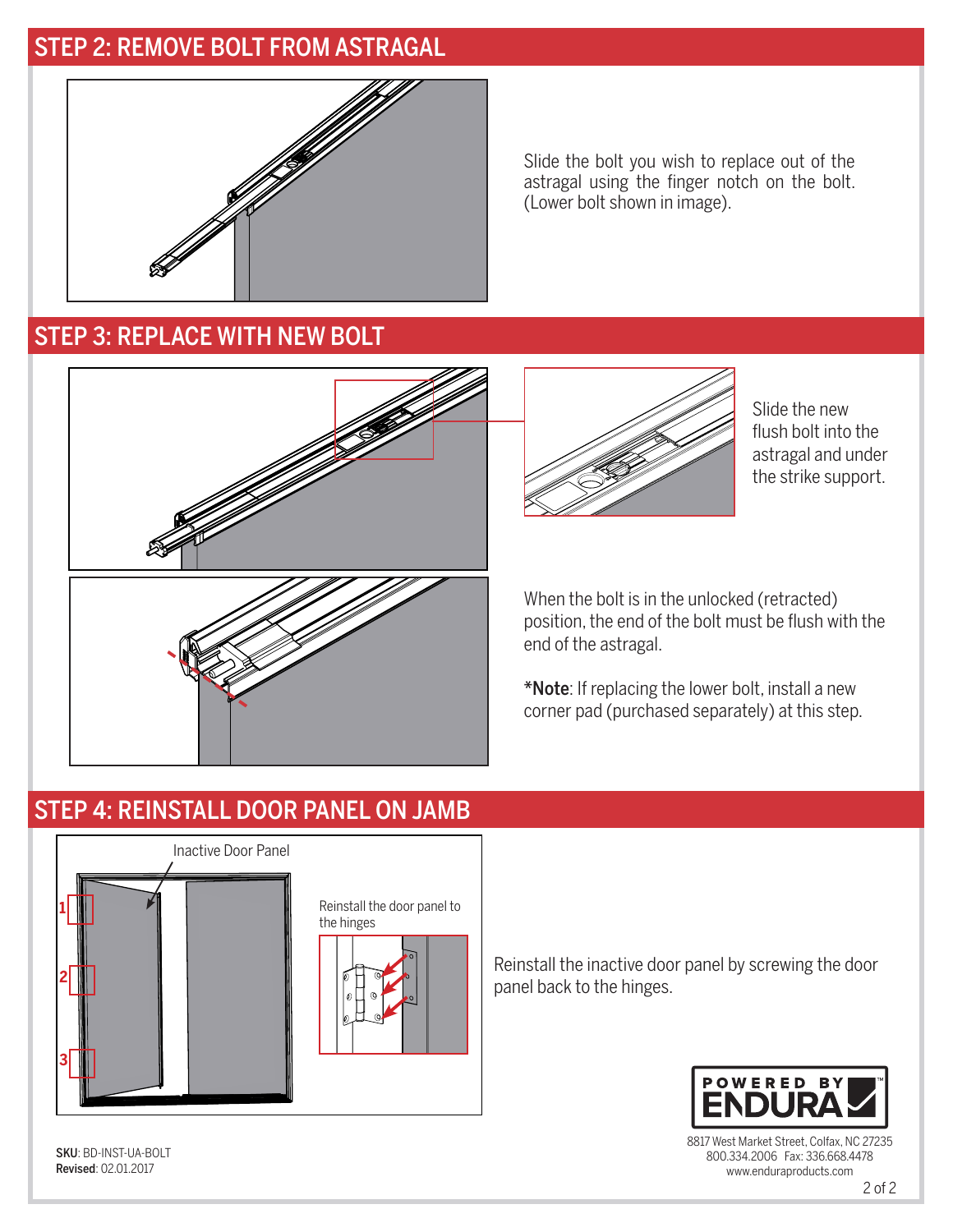## STEP 2: REMOVE BOLT FROM ASTRAGAL

Slide the bolt you wish to replace out of the astragal using the finger notch on the bolt. (Lower bolt shown in image).

## STEP 3: REPLACE WITH NEW BOLT

Slide the new flush bolt into the astragal and under the strike support.

When the bolt is in the unlocked (retracted) position, the end of the bolt must be flush with the end of the astragal.

***Note**: If replacing the lower bolt, install a new corner pad (purchased separately) at this step.

## STEP 4: REINSTALL DOOR PANEL ON JAMB

Inactive Door Panel

1

2

3

Reinstall the door panel to the hinges

Reinstall the inactive door panel by screwing the door panel back to the hinges.

**SKU**: BD-INST-UA-BOLT
**Revised**: 02.01.2017

POWERED BY ENDURA

8817 West Market Street, Colfax, NC 27235
800.334.2006 Fax: 336.668.4478
www.enduraproducts.com